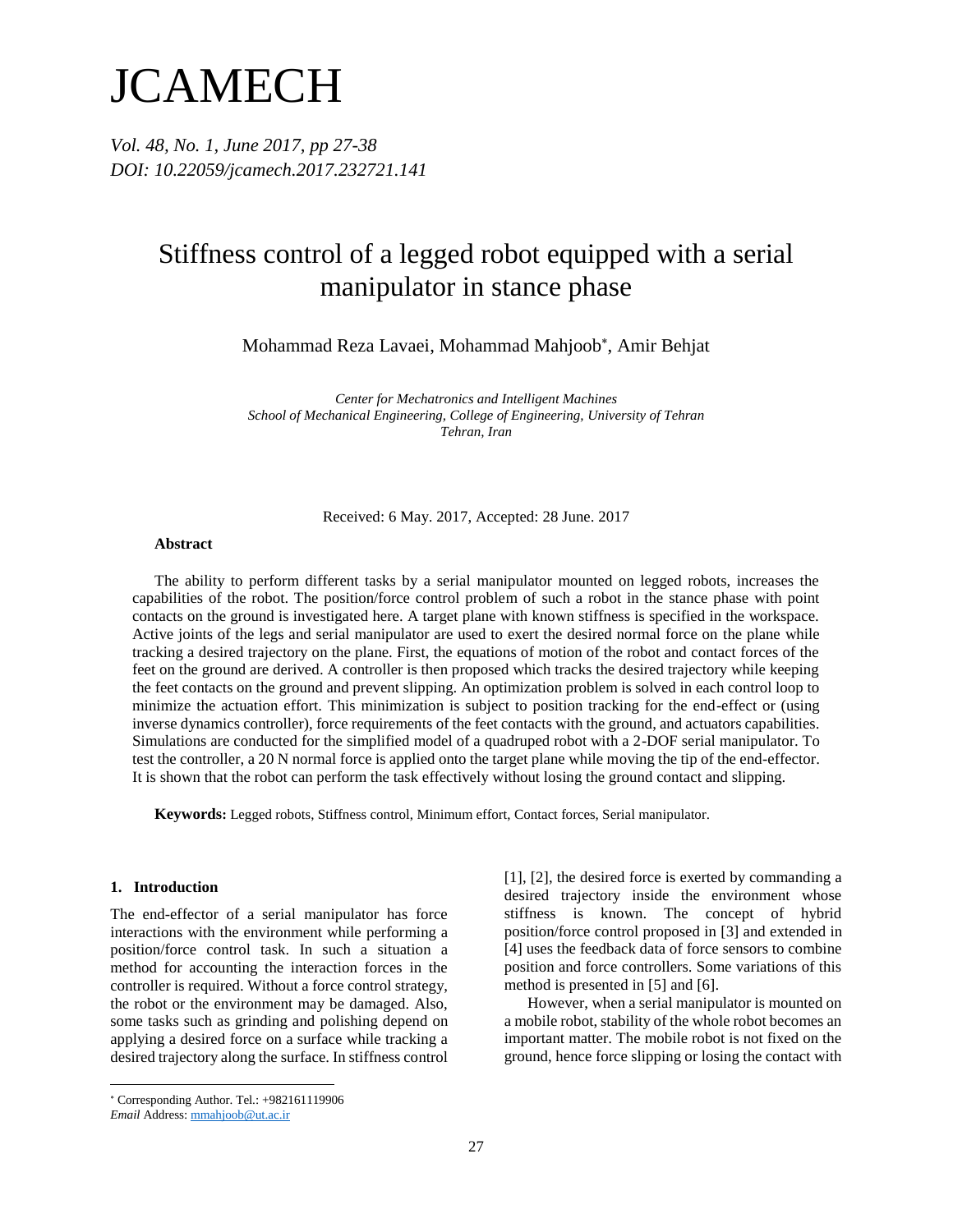# JCAMECH

*Vol. 48, No. 1, June 2017, pp 27-38*
*DOI: 10.22059/jcamech.2017.232721.141*

# Stiffness control of a legged robot equipped with a serial manipulator in stance phase

Mohammad Reza Lavaei, Mohammad Mahjoob*, Amir Behjat

*Center for Mechatronics and Intelligent Machines*
*School of Mechanical Engineering, College of Engineering, University of Tehran*
*Tehran, Iran*

Received: 6 May. 2017, Accepted: 28 June. 2017

**Abstract**

The ability to perform different tasks by a serial manipulator mounted on legged robots, increases the capabilities of the robot. The position/force control problem of such a robot in the stance phase with point contacts on the ground is investigated here. A target plane with known stiffness is specified in the workspace. Active joints of the legs and serial manipulator are used to exert the desired normal force on the plane while tracking a desired trajectory on the plane. First, the equations of motion of the robot and contact forces of the feet on the ground are derived. A controller is then proposed which tracks the desired trajectory while keeping the feet contacts on the ground and prevent slipping. An optimization problem is solved in each control loop to minimize the actuation effort. This minimization is subject to position tracking for the end-effect or (using inverse dynamics controller), force requirements of the feet contacts with the ground, and actuators capabilities. Simulations are conducted for the simplified model of a quadruped robot with a 2-DOF serial manipulator. To test the controller, a 20 N normal force is applied onto the target plane while moving the tip of the end-effector. It is shown that the robot can perform the task effectively without losing the ground contact and slipping.

**Keywords:** Legged robots, Stiffness control, Minimum effort, Contact forces, Serial manipulator.

## 1. Introduction

The end-effector of a serial manipulator has force interactions with the environment while performing a position/force control task. In such a situation a method for accounting the interaction forces in the controller is required. Without a force control strategy, the robot or the environment may be damaged. Also, some tasks such as grinding and polishing depend on applying a desired force on a surface while tracking a desired trajectory along the surface. In stiffness control [1], [2], the desired force is exerted by commanding a desired trajectory inside the environment whose stiffness is known. The concept of hybrid position/force control proposed in [3] and extended in [4] uses the feedback data of force sensors to combine position and force controllers. Some variations of this method is presented in [5] and [6].

However, when a serial manipulator is mounted on a mobile robot, stability of the whole robot becomes an important matter. The mobile robot is not fixed on the ground, hence force slipping or losing the contact with

* Corresponding Author. Tel.: +982161119906
*Email* Address: mmahjoob@ut.ac.ir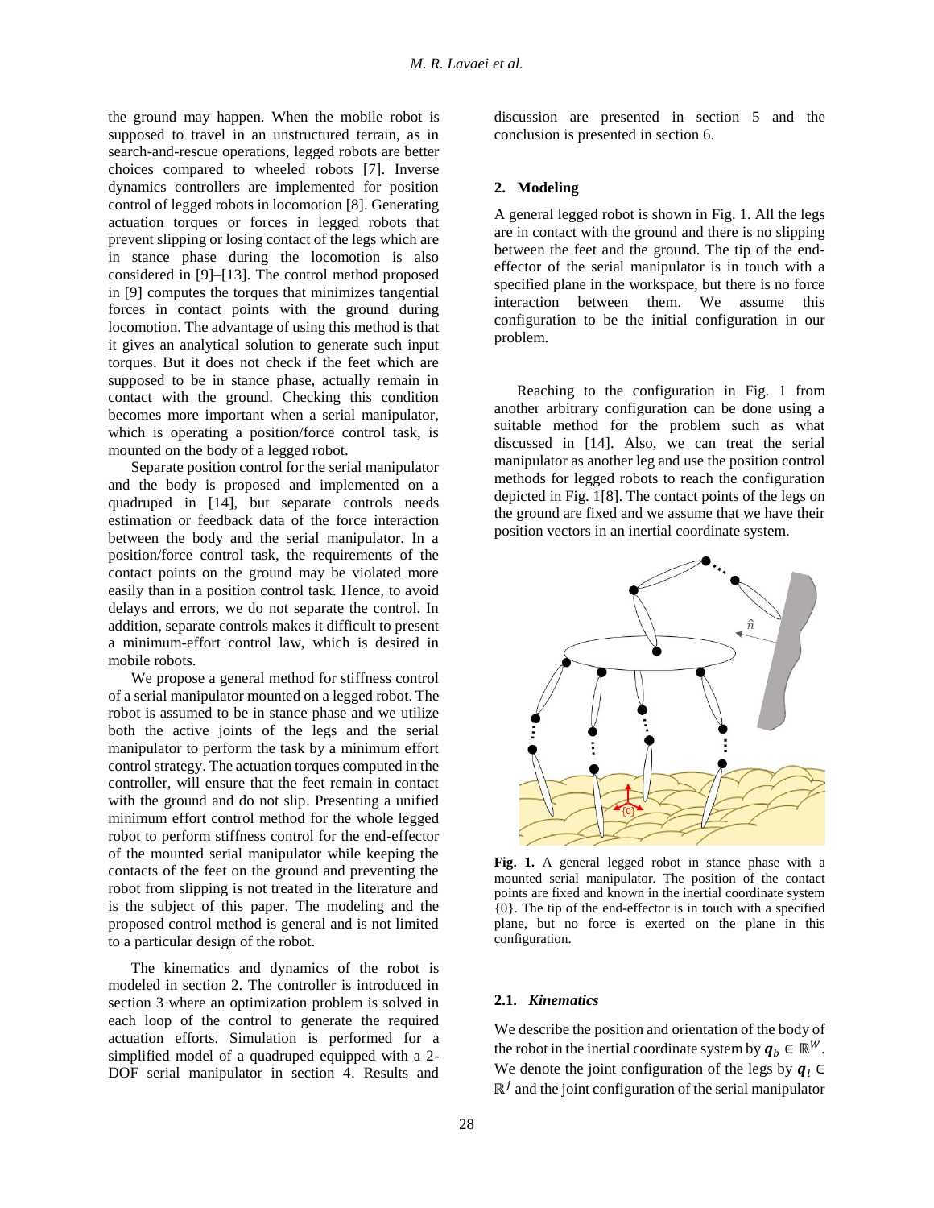the ground may happen. When the mobile robot is supposed to travel in an unstructured terrain, as in search-and-rescue operations, legged robots are better choices compared to wheeled robots [7]. Inverse dynamics controllers are implemented for position control of legged robots in locomotion [8]. Generating actuation torques or forces in legged robots that prevent slipping or losing contact of the legs which are in stance phase during the locomotion is also considered in [9]–[13]. The control method proposed in [9] computes the torques that minimizes tangential forces in contact points with the ground during locomotion. The advantage of using this method is that it gives an analytical solution to generate such input torques. But it does not check if the feet which are supposed to be in stance phase, actually remain in contact with the ground. Checking this condition becomes more important when a serial manipulator, which is operating a position/force control task, is mounted on the body of a legged robot.

Separate position control for the serial manipulator and the body is proposed and implemented on a quadruped in [14], but separate controls needs estimation or feedback data of the force interaction between the body and the serial manipulator. In a position/force control task, the requirements of the contact points on the ground may be violated more easily than in a position control task. Hence, to avoid delays and errors, we do not separate the control. In addition, separate controls makes it difficult to present a minimum-effort control law, which is desired in mobile robots.

We propose a general method for stiffness control of a serial manipulator mounted on a legged robot. The robot is assumed to be in stance phase and we utilize both the active joints of the legs and the serial manipulator to perform the task by a minimum effort control strategy. The actuation torques computed in the controller, will ensure that the feet remain in contact with the ground and do not slip. Presenting a unified minimum effort control method for the whole legged robot to perform stiffness control for the end-effector of the mounted serial manipulator while keeping the contacts of the feet on the ground and preventing the robot from slipping is not treated in the literature and is the subject of this paper. The modeling and the proposed control method is general and is not limited to a particular design of the robot.

The kinematics and dynamics of the robot is modeled in section 2. The controller is introduced in section 3 where an optimization problem is solved in each loop of the control to generate the required actuation efforts. Simulation is performed for a simplified model of a quadruped equipped with a 2-DOF serial manipulator in section 4. Results and discussion are presented in section 5 and the conclusion is presented in section 6.

## 2. Modeling

A general legged robot is shown in Fig. 1. All the legs are in contact with the ground and there is no slipping between the feet and the ground. The tip of the end-effector of the serial manipulator is in touch with a specified plane in the workspace, but there is no force interaction between them. We assume this configuration to be the initial configuration in our problem.

Reaching to the configuration in Fig. 1 from another arbitrary configuration can be done using a suitable method for the problem such as what discussed in [14]. Also, we can treat the serial manipulator as another leg and use the position control methods for legged robots to reach the configuration depicted in Fig. 1[8]. The contact points of the legs on the ground are fixed and we assume that we have their position vectors in an inertial coordinate system.

**Fig. 1.** A general legged robot in stance phase with a mounted serial manipulator. The position of the contact points are fixed and known in the inertial coordinate system {0}. The tip of the end-effector is in touch with a specified plane, but no force is exerted on the plane in this configuration.

### 2.1. *Kinematics*

We describe the position and orientation of the body of the robot in the inertial coordinate system by $\boldsymbol{q}_b \in \mathbb{R}^W$. We denote the joint configuration of the legs by $\boldsymbol{q}_l \in \mathbb{R}^j$ and the joint configuration of the serial manipulator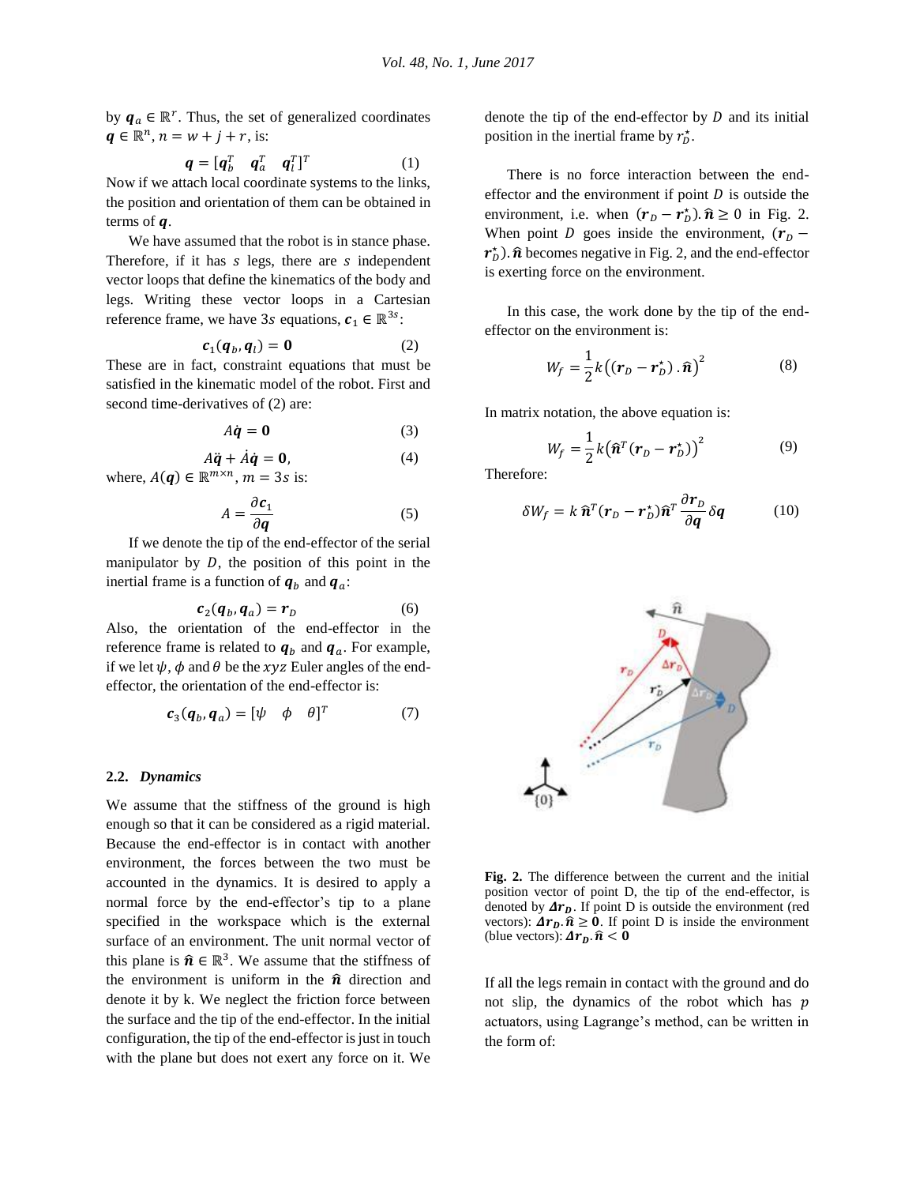by $\boldsymbol{q}_a \in \mathbb{R}^r$. Thus, the set of generalized coordinates $\boldsymbol{q} \in \mathbb{R}^n$, $n = w + j + r$, is:

$$\boldsymbol{q} = [\boldsymbol{q}_b^T \quad \boldsymbol{q}_a^T \quad \boldsymbol{q}_l^T]^T \tag{1}$$

Now if we attach local coordinate systems to the links, the position and orientation of them can be obtained in terms of $\boldsymbol{q}$.

We have assumed that the robot is in stance phase. Therefore, if it has $s$ legs, there are $s$ independent vector loops that define the kinematics of the body and legs. Writing these vector loops in a Cartesian reference frame, we have $3s$ equations, $\boldsymbol{c}_1 \in \mathbb{R}^{3s}$:

$$\boldsymbol{c}_1(\boldsymbol{q}_b, \boldsymbol{q}_l) = \boldsymbol{0} \tag{2}$$

These are in fact, constraint equations that must be satisfied in the kinematic model of the robot. First and second time-derivatives of (2) are:

$$A\dot{\boldsymbol{q}} = \boldsymbol{0} \tag{3}$$

$$A\ddot{\boldsymbol{q}} + \dot{A}\dot{\boldsymbol{q}} = \boldsymbol{0}, \tag{4}$$

where, $A(\boldsymbol{q}) \in \mathbb{R}^{m \times n}$, $m = 3s$ is:

$$A = \frac{\partial \boldsymbol{c}_1}{\partial \boldsymbol{q}} \tag{5}$$

If we denote the tip of the end-effector of the serial manipulator by $D$, the position of this point in the inertial frame is a function of $\boldsymbol{q}_b$ and $\boldsymbol{q}_a$:

$$\boldsymbol{c}_2(\boldsymbol{q}_b, \boldsymbol{q}_a) = \boldsymbol{r}_D \tag{6}$$

Also, the orientation of the end-effector in the reference frame is related to $\boldsymbol{q}_b$ and $\boldsymbol{q}_a$. For example, if we let $\psi$, $\phi$ and $\theta$ be the $xyz$ Euler angles of the end-effector, the orientation of the end-effector is:

$$\boldsymbol{c}_3(\boldsymbol{q}_b, \boldsymbol{q}_a) = [\psi \quad \phi \quad \theta]^T \tag{7}$$

### 2.2. *Dynamics*

We assume that the stiffness of the ground is high enough so that it can be considered as a rigid material. Because the end-effector is in contact with another environment, the forces between the two must be accounted in the dynamics. It is desired to apply a normal force by the end-effector's tip to a plane specified in the workspace which is the external surface of an environment. The unit normal vector of this plane is $\hat{\boldsymbol{n}} \in \mathbb{R}^3$. We assume that the stiffness of the environment is uniform in the $\hat{\boldsymbol{n}}$ direction and denote it by k. We neglect the friction force between the surface and the tip of the end-effector. In the initial configuration, the tip of the end-effector is just in touch with the plane but does not exert any force on it. We denote the tip of the end-effector by $D$ and its initial position in the inertial frame by $r_D^\star$.

There is no force interaction between the end-effector and the environment if point $D$ is outside the environment, i.e. when $(\boldsymbol{r}_D - \boldsymbol{r}_D^\star).\hat{\boldsymbol{n}} \geq 0$ in Fig. 2. When point $D$ goes inside the environment, $(\boldsymbol{r}_D - \boldsymbol{r}_D^\star).\hat{\boldsymbol{n}}$ becomes negative in Fig. 2, and the end-effector is exerting force on the environment.

In this case, the work done by the tip of the end-effector on the environment is:

$$W_f = \frac{1}{2}k\left((\boldsymbol{r}_D - \boldsymbol{r}_D^\star).\hat{\boldsymbol{n}}\right)^2 \tag{8}$$

In matrix notation, the above equation is:

$$W_f = \frac{1}{2}k\left(\hat{\boldsymbol{n}}^T(\boldsymbol{r}_D - \boldsymbol{r}_D^\star)\right)^2 \tag{9}$$

Therefore:

$$\delta W_f = k\,\hat{\boldsymbol{n}}^T(\boldsymbol{r}_D - \boldsymbol{r}_D^\star)\hat{\boldsymbol{n}}^T\frac{\partial \boldsymbol{r}_D}{\partial \boldsymbol{q}}\delta\boldsymbol{q} \tag{10}$$

**Fig. 2.** The difference between the current and the initial position vector of point D, the tip of the end-effector, is denoted by $\boldsymbol{\Delta r_D}$. If point D is outside the environment (red vectors): $\boldsymbol{\Delta r_D}.\hat{\boldsymbol{n}} \geq \boldsymbol{0}$. If point D is inside the environment (blue vectors): $\boldsymbol{\Delta r_D}.\hat{\boldsymbol{n}} < \boldsymbol{0}$

If all the legs remain in contact with the ground and do not slip, the dynamics of the robot which has $p$ actuators, using Lagrange's method, can be written in the form of: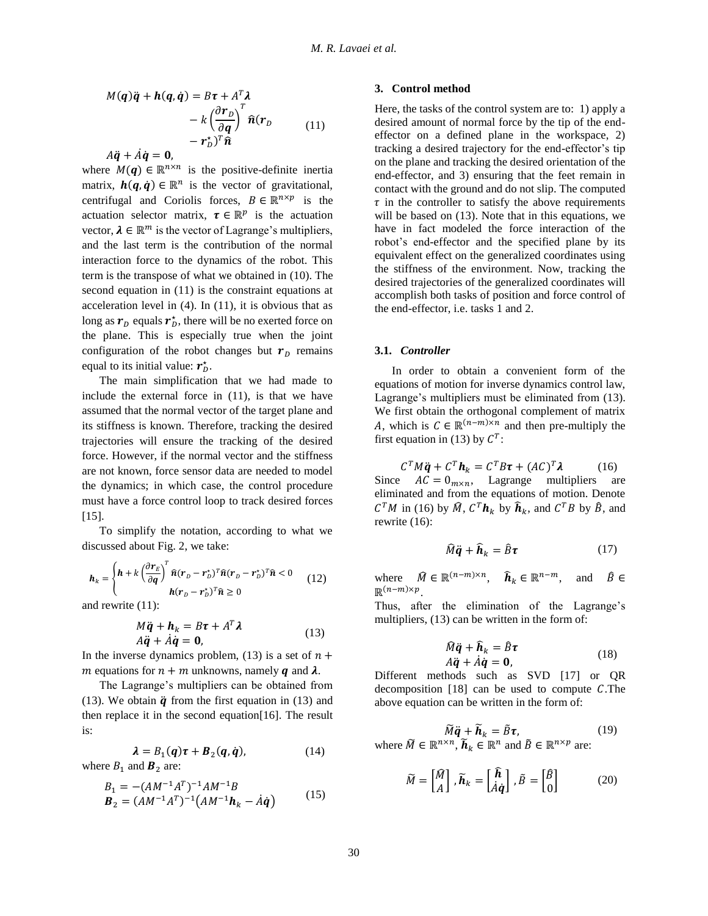$$
\begin{aligned}
M(\boldsymbol{q})\ddot{\boldsymbol{q}} + \boldsymbol{h}(\boldsymbol{q},\dot{\boldsymbol{q}}) &= B\boldsymbol{\tau} + A^T\boldsymbol{\lambda} \\
&\quad - k\left(\frac{\partial \boldsymbol{r}_D}{\partial \boldsymbol{q}}\right)^T \widehat{\boldsymbol{n}}(\boldsymbol{r}_D \\
&\quad - \boldsymbol{r}_D^{\star})^T\widehat{\boldsymbol{n}} \\
A\ddot{\boldsymbol{q}} + \dot{A}\dot{\boldsymbol{q}} &= \boldsymbol{0},
\end{aligned}
\tag{11}
$$

where $M(\boldsymbol{q}) \in \mathbb{R}^{n\times n}$ is the positive-definite inertia matrix, $\boldsymbol{h}(\boldsymbol{q},\dot{\boldsymbol{q}}) \in \mathbb{R}^n$ is the vector of gravitational, centrifugal and Coriolis forces, $B \in \mathbb{R}^{n\times p}$ is the actuation selector matrix, $\boldsymbol{\tau} \in \mathbb{R}^p$ is the actuation vector, $\boldsymbol{\lambda} \in \mathbb{R}^m$ is the vector of Lagrange's multipliers, and the last term is the contribution of the normal interaction force to the dynamics of the robot. This term is the transpose of what we obtained in (10). The second equation in (11) is the constraint equations at acceleration level in (4). In (11), it is obvious that as long as $\boldsymbol{r}_D$ equals $\boldsymbol{r}_D^{\star}$, there will be no exerted force on the plane. This is especially true when the joint configuration of the robot changes but $\boldsymbol{r}_D$ remains equal to its initial value: $\boldsymbol{r}_D^{\star}$.

The main simplification that we had made to include the external force in (11), is that we have assumed that the normal vector of the target plane and its stiffness is known. Therefore, tracking the desired trajectories will ensure the tracking of the desired force. However, if the normal vector and the stiffness are not known, force sensor data are needed to model the dynamics; in which case, the control procedure must have a force control loop to track desired forces [15].

To simplify the notation, according to what we discussed about Fig. 2, we take:

$$
\boldsymbol{h}_k = \begin{cases} \boldsymbol{h} + k\left(\dfrac{\partial \boldsymbol{r}_E}{\partial \boldsymbol{q}}\right)^T \widehat{\boldsymbol{n}}(\boldsymbol{r}_D - \boldsymbol{r}_D^{\star})^T\widehat{\boldsymbol{n}} & (\boldsymbol{r}_D - \boldsymbol{r}_D^{\star})^T\widehat{\boldsymbol{n}} < 0 \\ \boldsymbol{h} & (\boldsymbol{r}_D - \boldsymbol{r}_D^{\star})^T\widehat{\boldsymbol{n}} \geq 0 \end{cases}
\tag{12}
$$

and rewrite (11):

$$
\begin{aligned}
M\ddot{\boldsymbol{q}} + \boldsymbol{h}_k &= B\boldsymbol{\tau} + A^T\boldsymbol{\lambda} \\
A\ddot{\boldsymbol{q}} + \dot{A}\dot{\boldsymbol{q}} &= \boldsymbol{0},
\end{aligned}
\tag{13}
$$

In the inverse dynamics problem, (13) is a set of $n + m$ equations for $n + m$ unknowns, namely $\boldsymbol{q}$ and $\boldsymbol{\lambda}$.

The Lagrange's multipliers can be obtained from (13). We obtain $\ddot{\boldsymbol{q}}$ from the first equation in (13) and then replace it in the second equation[16]. The result is:

$$
\boldsymbol{\lambda} = B_1(\boldsymbol{q})\boldsymbol{\tau} + \boldsymbol{B}_2(\boldsymbol{q},\dot{\boldsymbol{q}}),
\tag{14}
$$

where $B_1$ and $\boldsymbol{B}_2$ are:

$$
\begin{aligned}
B_1 &= -(AM^{-1}A^T)^{-1}AM^{-1}B \\
\boldsymbol{B}_2 &= (AM^{-1}A^T)^{-1}\left(AM^{-1}\boldsymbol{h}_k - \dot{A}\dot{\boldsymbol{q}}\right)
\end{aligned}
\tag{15}
$$

## 3. Control method

Here, the tasks of the control system are to: 1) apply a desired amount of normal force by the tip of the end-effector on a defined plane in the workspace, 2) tracking a desired trajectory for the end-effector's tip on the plane and tracking the desired orientation of the end-effector, and 3) ensuring that the feet remain in contact with the ground and do not slip. The computed $\tau$ in the controller to satisfy the above requirements will be based on (13). Note that in this equations, we have in fact modeled the force interaction of the robot's end-effector and the specified plane by its equivalent effect on the generalized coordinates using the stiffness of the environment. Now, tracking the desired trajectories of the generalized coordinates will accomplish both tasks of position and force control of the end-effector, i.e. tasks 1 and 2.

### 3.1. *Controller*

In order to obtain a convenient form of the equations of motion for inverse dynamics control law, Lagrange's multipliers must be eliminated from (13). We first obtain the orthogonal complement of matrix $A$, which is $C \in \mathbb{R}^{(n-m)\times n}$ and then pre-multiply the first equation in (13) by $C^T$:

$$
C^TM\ddot{\boldsymbol{q}} + C^T\boldsymbol{h}_k = C^TB\boldsymbol{\tau} + (AC)^T\boldsymbol{\lambda}
\tag{16}
$$

Since $AC = 0_{m\times n}$, Lagrange multipliers are eliminated and from the equations of motion. Denote $C^TM$ in (16) by $\widehat{M}$, $C^T\boldsymbol{h}_k$ by $\widehat{\boldsymbol{h}}_k$, and $C^TB$ by $\widehat{B}$, and rewrite (16):

$$
\widehat{M}\ddot{\boldsymbol{q}} + \widehat{\boldsymbol{h}}_k = \widehat{B}\boldsymbol{\tau}
\tag{17}
$$

where $\widehat{M} \in \mathbb{R}^{(n-m)\times n}$, $\widehat{\boldsymbol{h}}_k \in \mathbb{R}^{n-m}$, and $\widehat{B} \in \mathbb{R}^{(n-m)\times p}$.

Thus, after the elimination of the Lagrange's multipliers, (13) can be written in the form of:

$$
\begin{aligned}
\widehat{M}\ddot{\boldsymbol{q}} + \widehat{\boldsymbol{h}}_k &= \widehat{B}\boldsymbol{\tau} \\
A\ddot{\boldsymbol{q}} + \dot{A}\dot{\boldsymbol{q}} &= \boldsymbol{0},
\end{aligned}
\tag{18}
$$

Different methods such as SVD [17] or QR decomposition [18] can be used to compute $C$.The above equation can be written in the form of:

$$
\widetilde{M}\ddot{\boldsymbol{q}} + \widetilde{\boldsymbol{h}}_k = \widetilde{B}\boldsymbol{\tau},
\tag{19}
$$

where $\widetilde{M} \in \mathbb{R}^{n\times n}$, $\widetilde{\boldsymbol{h}}_k \in \mathbb{R}^n$ and $\widetilde{B} \in \mathbb{R}^{n\times p}$ are:

$$
\widetilde{M} = \begin{bmatrix} \widehat{M} \\ A \end{bmatrix}, \widetilde{\boldsymbol{h}}_k = \begin{bmatrix} \widehat{\boldsymbol{h}} \\ \dot{A}\dot{\boldsymbol{q}} \end{bmatrix}, \widetilde{B} = \begin{bmatrix} \widehat{B} \\ 0 \end{bmatrix}
\tag{20}
$$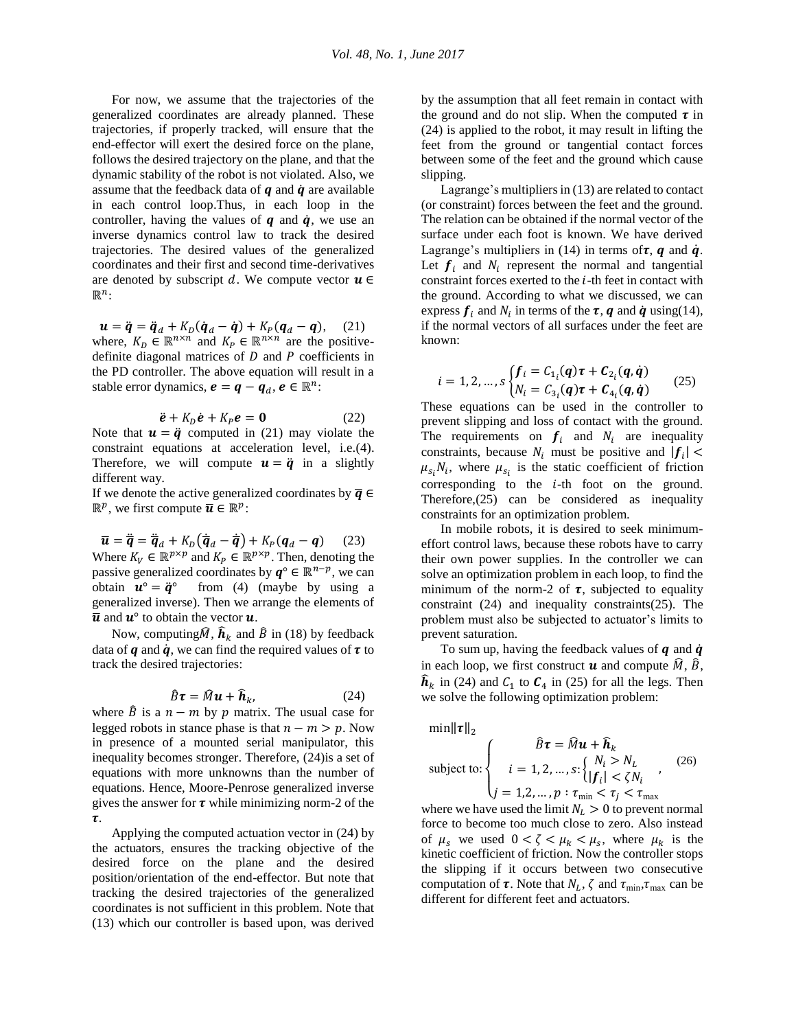For now, we assume that the trajectories of the generalized coordinates are already planned. These trajectories, if properly tracked, will ensure that the end-effector will exert the desired force on the plane, follows the desired trajectory on the plane, and that the dynamic stability of the robot is not violated. Also, we assume that the feedback data of $\boldsymbol{q}$ and $\dot{\boldsymbol{q}}$ are available in each control loop.Thus, in each loop in the controller, having the values of $\boldsymbol{q}$ and $\dot{\boldsymbol{q}}$, we use an inverse dynamics control law to track the desired trajectories. The desired values of the generalized coordinates and their first and second time-derivatives are denoted by subscript $d$. We compute vector $\boldsymbol{u} \in \mathbb{R}^n$:

$$\boldsymbol{u} = \ddot{\boldsymbol{q}} = \ddot{\boldsymbol{q}}_d + K_D(\dot{\boldsymbol{q}}_d - \dot{\boldsymbol{q}}) + K_P(\boldsymbol{q}_d - \boldsymbol{q}), \quad (21)$$

where, $K_D \in \mathbb{R}^{n\times n}$ and $K_P \in \mathbb{R}^{n\times n}$ are the positive-definite diagonal matrices of $D$ and $P$ coefficients in the PD controller. The above equation will result in a stable error dynamics, $\boldsymbol{e} = \boldsymbol{q} - \boldsymbol{q}_d, \boldsymbol{e} \in \mathbb{R}^n$:

$$\ddot{\boldsymbol{e}} + K_D\dot{\boldsymbol{e}} + K_P\boldsymbol{e} = \boldsymbol{0} \quad (22)$$

Note that $\boldsymbol{u} = \ddot{\boldsymbol{q}}$ computed in (21) may violate the constraint equations at acceleration level, i.e.(4). Therefore, we will compute $\boldsymbol{u} = \ddot{\boldsymbol{q}}$ in a slightly different way.

If we denote the active generalized coordinates by $\bar{\boldsymbol{q}} \in \mathbb{R}^p$, we first compute $\bar{\boldsymbol{u}} \in \mathbb{R}^p$:

$$\bar{\boldsymbol{u}} = \ddot{\bar{\boldsymbol{q}}} = \ddot{\bar{\boldsymbol{q}}}_d + K_D\big(\dot{\bar{\boldsymbol{q}}}_d - \dot{\bar{\boldsymbol{q}}}\big) + K_P(\boldsymbol{q}_d - \boldsymbol{q}) \quad (23)$$

Where $K_V \in \mathbb{R}^{p\times p}$ and $K_P \in \mathbb{R}^{p\times p}$. Then, denoting the passive generalized coordinates by $\boldsymbol{q}^\circ \in \mathbb{R}^{n-p}$, we can obtain $\boldsymbol{u}^\circ = \ddot{\boldsymbol{q}}^\circ$ from (4) (maybe by using a generalized inverse). Then we arrange the elements of $\bar{\boldsymbol{u}}$ and $\boldsymbol{u}^\circ$ to obtain the vector $\boldsymbol{u}$.

Now, computing$\widehat{M}$, $\widehat{\boldsymbol{h}}_k$ and $\hat{B}$ in (18) by feedback data of $\boldsymbol{q}$ and $\dot{\boldsymbol{q}}$, we can find the required values of $\boldsymbol{\tau}$ to track the desired trajectories:

$$\hat{B}\boldsymbol{\tau} = \widehat{M}\boldsymbol{u} + \widehat{\boldsymbol{h}}_k, \quad (24)$$

where $\hat{B}$ is a $n - m$ by $p$ matrix. The usual case for legged robots in stance phase is that $n - m > p$. Now in presence of a mounted serial manipulator, this inequality becomes stronger. Therefore, (24)is a set of equations with more unknowns than the number of equations. Hence, Moore-Penrose generalized inverse gives the answer for $\boldsymbol{\tau}$ while minimizing norm-2 of the $\boldsymbol{\tau}$.

Applying the computed actuation vector in (24) by the actuators, ensures the tracking objective of the desired force on the plane and the desired position/orientation of the end-effector. But note that tracking the desired trajectories of the generalized coordinates is not sufficient in this problem. Note that (13) which our controller is based upon, was derived by the assumption that all feet remain in contact with the ground and do not slip. When the computed $\boldsymbol{\tau}$ in (24) is applied to the robot, it may result in lifting the feet from the ground or tangential contact forces between some of the feet and the ground which cause slipping.

Lagrange's multipliers in (13) are related to contact (or constraint) forces between the feet and the ground. The relation can be obtained if the normal vector of the surface under each foot is known. We have derived Lagrange's multipliers in (14) in terms of$\boldsymbol{\tau}$, $\boldsymbol{q}$ and $\dot{\boldsymbol{q}}$. Let $\boldsymbol{f}_i$ and $N_i$ represent the normal and tangential constraint forces exerted to the $i$-th feet in contact with the ground. According to what we discussed, we can express $\boldsymbol{f}_i$ and $N_i$ in terms of the $\boldsymbol{\tau}$, $\boldsymbol{q}$ and $\dot{\boldsymbol{q}}$ using(14), if the normal vectors of all surfaces under the feet are known:

$$i = 1, 2, \dots, s \begin{cases} \boldsymbol{f}_i = C_{1_i}(\boldsymbol{q})\boldsymbol{\tau} + \boldsymbol{C}_{2_i}(\boldsymbol{q}, \dot{\boldsymbol{q}}) \\ N_i = C_{3_i}(\boldsymbol{q})\boldsymbol{\tau} + \boldsymbol{C}_{4_i}(\boldsymbol{q}, \dot{\boldsymbol{q}}) \end{cases} \quad (25)$$

These equations can be used in the controller to prevent slipping and loss of contact with the ground. The requirements on $\boldsymbol{f}_i$ and $N_i$ are inequality constraints, because $N_i$ must be positive and $|\boldsymbol{f}_i| < \mu_{s_i}N_i$, where $\mu_{s_i}$ is the static coefficient of friction corresponding to the $i$-th foot on the ground. Therefore,(25) can be considered as inequality constraints for an optimization problem.

In mobile robots, it is desired to seek minimum-effort control laws, because these robots have to carry their own power supplies. In the controller we can solve an optimization problem in each loop, to find the minimum of the norm-2 of $\boldsymbol{\tau}$, subjected to equality constraint (24) and inequality constraints(25). The problem must also be subjected to actuator's limits to prevent saturation.

To sum up, having the feedback values of $\boldsymbol{q}$ and $\dot{\boldsymbol{q}}$ in each loop, we first construct $\boldsymbol{u}$ and compute $\widehat{M}$, $\hat{B}$, $\widehat{\boldsymbol{h}}_k$ in (24) and $C_1$ to $\boldsymbol{C}_4$ in (25) for all the legs. Then we solve the following optimization problem:

$$\min\|\boldsymbol{\tau}\|_2$$
$$\text{subject to:} \begin{cases} \hat{B}\boldsymbol{\tau} = \widehat{M}\boldsymbol{u} + \widehat{\boldsymbol{h}}_k \\ i = 1, 2, \dots, s: \begin{cases} N_i > N_L \\ |\boldsymbol{f}_i| < \zeta N_i \end{cases} \\ j = 1,2, \dots, p : \tau_{\min} < \tau_j < \tau_{\max} \end{cases}, \quad (26)$$

where we have used the limit $N_L > 0$ to prevent normal force to become too much close to zero. Also instead of $\mu_s$ we used $0 < \zeta < \mu_k < \mu_s$, where $\mu_k$ is the kinetic coefficient of friction. Now the controller stops the slipping if it occurs between two consecutive computation of $\boldsymbol{\tau}$. Note that $N_L$, $\zeta$ and $\tau_{\min}$,$\tau_{\max}$ can be different for different feet and actuators.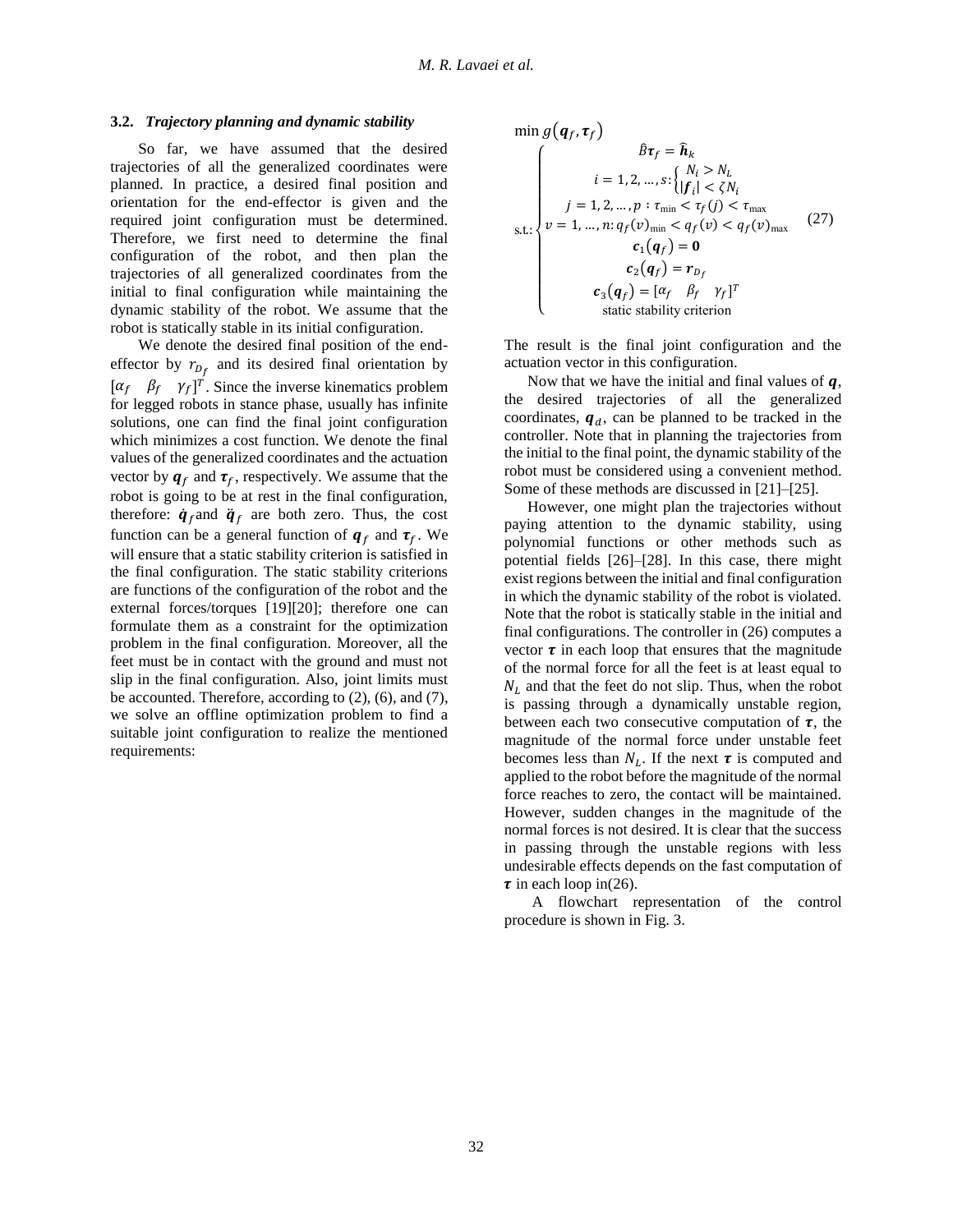### 3.2. *Trajectory planning and dynamic stability*

So far, we have assumed that the desired trajectories of all the generalized coordinates were planned. In practice, a desired final position and orientation for the end-effector is given and the required joint configuration must be determined. Therefore, we first need to determine the final configuration of the robot, and then plan the trajectories of all generalized coordinates from the initial to final configuration while maintaining the dynamic stability of the robot. We assume that the robot is statically stable in its initial configuration.

We denote the desired final position of the end-effector by $r_{D_f}$ and its desired final orientation by $[\alpha_f \quad \beta_f \quad \gamma_f]^T$. Since the inverse kinematics problem for legged robots in stance phase, usually has infinite solutions, one can find the final joint configuration which minimizes a cost function. We denote the final values of the generalized coordinates and the actuation vector by $\boldsymbol{q}_f$ and $\boldsymbol{\tau}_f$, respectively. We assume that the robot is going to be at rest in the final configuration, therefore: $\dot{\boldsymbol{q}}_f$ and $\ddot{\boldsymbol{q}}_f$ are both zero. Thus, the cost function can be a general function of $\boldsymbol{q}_f$ and $\boldsymbol{\tau}_f$. We will ensure that a static stability criterion is satisfied in the final configuration. The static stability criterions are functions of the configuration of the robot and the external forces/torques [19][20]; therefore one can formulate them as a constraint for the optimization problem in the final configuration. Moreover, all the feet must be in contact with the ground and must not slip in the final configuration. Also, joint limits must be accounted. Therefore, according to (2), (6), and (7), we solve an offline optimization problem to find a suitable joint configuration to realize the mentioned requirements:

$$
\min g(\boldsymbol{q}_f, \boldsymbol{\tau}_f)
$$

$$
\text{s.t.:}
\begin{cases}
\hat{B}\boldsymbol{\tau}_f = \hat{\boldsymbol{h}}_k \\
i = 1, 2, \ldots, s: \begin{cases} N_i > N_L \\ |\boldsymbol{f}_i| < \zeta N_i \end{cases} \\
j = 1, 2, \ldots, p : \tau_{\min} < \tau_f(j) < \tau_{\max} \\
v = 1, \ldots, n: q_f(v)_{\min} < q_f(v) < q_f(v)_{\max} \\
\boldsymbol{c}_1(\boldsymbol{q}_f) = \boldsymbol{0} \\
\boldsymbol{c}_2(\boldsymbol{q}_f) = \boldsymbol{r}_{D_f} \\
\boldsymbol{c}_3(\boldsymbol{q}_f) = [\alpha_f \quad \beta_f \quad \gamma_f]^T \\
\text{static stability criterion}
\end{cases}
\tag{27}
$$

The result is the final joint configuration and the actuation vector in this configuration.

Now that we have the initial and final values of $\boldsymbol{q}$, the desired trajectories of all the generalized coordinates, $\boldsymbol{q}_d$, can be planned to be tracked in the controller. Note that in planning the trajectories from the initial to the final point, the dynamic stability of the robot must be considered using a convenient method. Some of these methods are discussed in [21]–[25].

However, one might plan the trajectories without paying attention to the dynamic stability, using polynomial functions or other methods such as potential fields [26]–[28]. In this case, there might exist regions between the initial and final configuration in which the dynamic stability of the robot is violated. Note that the robot is statically stable in the initial and final configurations. The controller in (26) computes a vector $\boldsymbol{\tau}$ in each loop that ensures that the magnitude of the normal force for all the feet is at least equal to $N_L$ and that the feet do not slip. Thus, when the robot is passing through a dynamically unstable region, between each two consecutive computation of $\boldsymbol{\tau}$, the magnitude of the normal force under unstable feet becomes less than $N_L$. If the next $\boldsymbol{\tau}$ is computed and applied to the robot before the magnitude of the normal force reaches to zero, the contact will be maintained. However, sudden changes in the magnitude of the normal forces is not desired. It is clear that the success in passing through the unstable regions with less undesirable effects depends on the fast computation of $\boldsymbol{\tau}$ in each loop in(26).

A flowchart representation of the control procedure is shown in Fig. 3.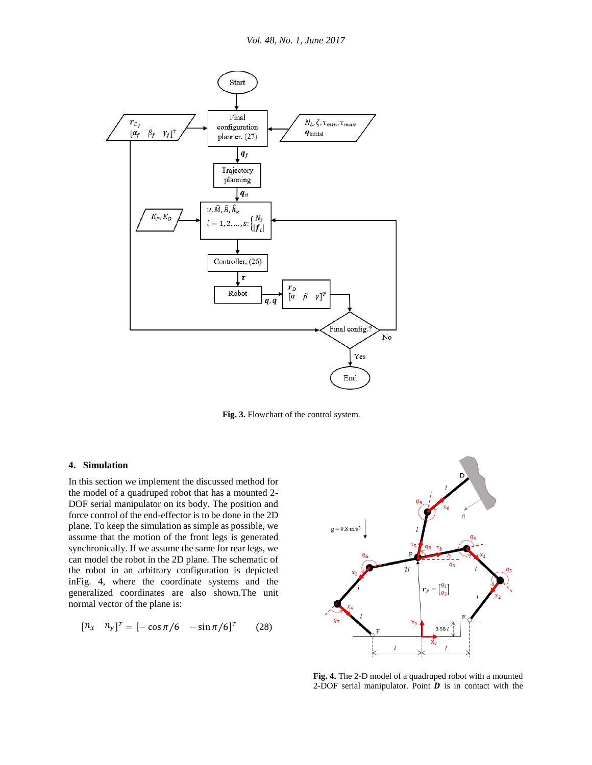Fig. 3. Flowchart of the control system.

## 4. Simulation

In this section we implement the discussed method for the model of a quadruped robot that has a mounted 2-DOF serial manipulator on its body. The position and force control of the end-effector is to be done in the 2D plane. To keep the simulation as simple as possible, we assume that the motion of the front legs is generated synchronically. If we assume the same for rear legs, we can model the robot in the 2D plane. The schematic of the robot in an arbitrary configuration is depicted inFig. 4, where the coordinate systems and the generalized coordinates are also shown.The unit normal vector of the plane is:

$$[n_x \quad n_y]^T = [-\cos\pi/6 \quad -\sin\pi/6]^T \qquad (28)$$

**Fig. 4.** The 2-D model of a quadruped robot with a mounted 2-DOF serial manipulator. Point $\boldsymbol{D}$ is in contact with the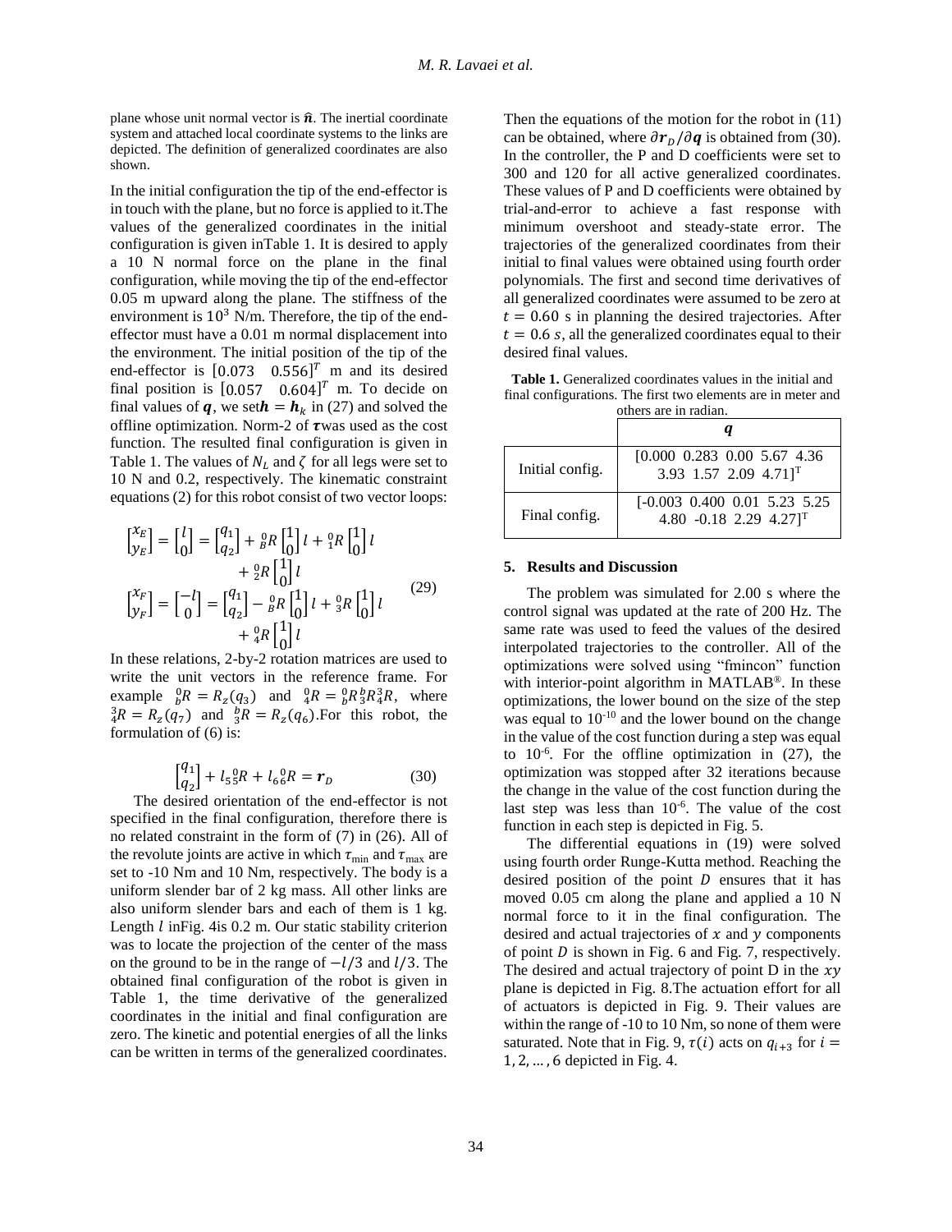plane whose unit normal vector is $\hat{\boldsymbol{n}}$. The inertial coordinate system and attached local coordinate systems to the links are depicted. The definition of generalized coordinates are also shown.

In the initial configuration the tip of the end-effector is in touch with the plane, but no force is applied to it.The values of the generalized coordinates in the initial configuration is given inTable 1. It is desired to apply a 10 N normal force on the plane in the final configuration, while moving the tip of the end-effector 0.05 m upward along the plane. The stiffness of the environment is $10^3$ N/m. Therefore, the tip of the end-effector must have a 0.01 m normal displacement into the environment. The initial position of the tip of the end-effector is $[0.073 \quad 0.556]^T$ m and its desired final position is $[0.057 \quad 0.604]^T$ m. To decide on final values of $\boldsymbol{q}$, we set$\boldsymbol{h} = \boldsymbol{h}_k$ in (27) and solved the offline optimization. Norm-2 of $\boldsymbol{\tau}$was used as the cost function. The resulted final configuration is given in Table 1. The values of $N_L$ and $\zeta$ for all legs were set to 10 N and 0.2, respectively. The kinematic constraint equations (2) for this robot consist of two vector loops:

$$
\begin{aligned}
\begin{bmatrix} x_E \\ y_E \end{bmatrix} &= \begin{bmatrix} l \\ 0 \end{bmatrix} = \begin{bmatrix} q_1 \\ q_2 \end{bmatrix} + {}^0_BR\begin{bmatrix} 1 \\ 0 \end{bmatrix} l + {}^0_1R\begin{bmatrix} 1 \\ 0 \end{bmatrix} l \\
&\quad + {}^0_2R\begin{bmatrix} 1 \\ 0 \end{bmatrix} l \\
\begin{bmatrix} x_F \\ y_F \end{bmatrix} &= \begin{bmatrix} -l \\ 0 \end{bmatrix} = \begin{bmatrix} q_1 \\ q_2 \end{bmatrix} - {}^0_BR\begin{bmatrix} 1 \\ 0 \end{bmatrix} l + {}^0_3R\begin{bmatrix} 1 \\ 0 \end{bmatrix} l \\
&\quad + {}^0_4R\begin{bmatrix} 1 \\ 0 \end{bmatrix} l
\end{aligned}
\tag{29}
$$

In these relations, 2-by-2 rotation matrices are used to write the unit vectors in the reference frame. For example ${}^0_bR = R_z(q_3)$ and ${}^0_4R = {}^0_bR\,{}^b_3R\,{}^3_4R$, where ${}^3_4R = R_z(q_7)$ and ${}^b_3R = R_z(q_6)$.For this robot, the formulation of (6) is:

$$
\begin{bmatrix} q_1 \\ q_2 \end{bmatrix} + l_5\,{}^0_5R + l_6\,{}^0_6R = \boldsymbol{r}_D \tag{30}
$$

The desired orientation of the end-effector is not specified in the final configuration, therefore there is no related constraint in the form of (7) in (26). All of the revolute joints are active in which $\tau_{\min}$ and $\tau_{\max}$ are set to -10 Nm and 10 Nm, respectively. The body is a uniform slender bar of 2 kg mass. All other links are also uniform slender bars and each of them is 1 kg. Length $l$ inFig. 4is 0.2 m. Our static stability criterion was to locate the projection of the center of the mass on the ground to be in the range of $-l/3$ and $l/3$. The obtained final configuration of the robot is given in Table 1, the time derivative of the generalized coordinates in the initial and final configuration are zero. The kinetic and potential energies of all the links can be written in terms of the generalized coordinates. Then the equations of the motion for the robot in (11) can be obtained, where $\partial \boldsymbol{r}_D/\partial \boldsymbol{q}$ is obtained from (30). In the controller, the P and D coefficients were set to 300 and 120 for all active generalized coordinates. These values of P and D coefficients were obtained by trial-and-error to achieve a fast response with minimum overshoot and steady-state error. The trajectories of the generalized coordinates from their initial to final values were obtained using fourth order polynomials. The first and second time derivatives of all generalized coordinates were assumed to be zero at $t = 0.60$ s in planning the desired trajectories. After $t = 0.6\ s$, all the generalized coordinates equal to their desired final values.

**Table 1.** Generalized coordinates values in the initial and final configurations. The first two elements are in meter and others are in radian.

| | $\boldsymbol{q}$ |
|---|---|
| Initial config. | $[0.000\ 0.283\ 0.00\ 5.67\ 4.36\ 3.93\ 1.57\ 2.09\ 4.71]^T$ |
| Final config. | $[-0.003\ 0.400\ 0.01\ 5.23\ 5.25\ 4.80\ -0.18\ 2.29\ 4.27]^T$ |

## 5. Results and Discussion

The problem was simulated for 2.00 s where the control signal was updated at the rate of 200 Hz. The same rate was used to feed the values of the desired interpolated trajectories to the controller. All of the optimizations were solved using "fmincon" function with interior-point algorithm in MATLAB®. In these optimizations, the lower bound on the size of the step was equal to $10^{-10}$ and the lower bound on the change in the value of the cost function during a step was equal to $10^{-6}$. For the offline optimization in (27), the optimization was stopped after 32 iterations because the change in the value of the cost function during the last step was less than $10^{-6}$. The value of the cost function in each step is depicted in Fig. 5.

The differential equations in (19) were solved using fourth order Runge-Kutta method. Reaching the desired position of the point $D$ ensures that it has moved 0.05 cm along the plane and applied a 10 N normal force to it in the final configuration. The desired and actual trajectories of $x$ and $y$ components of point $D$ is shown in Fig. 6 and Fig. 7, respectively. The desired and actual trajectory of point D in the $xy$ plane is depicted in Fig. 8.The actuation effort for all of actuators is depicted in Fig. 9. Their values are within the range of -10 to 10 Nm, so none of them were saturated. Note that in Fig. 9, $\tau(i)$ acts on $q_{i+3}$ for $i = 1, 2, \ldots, 6$ depicted in Fig. 4.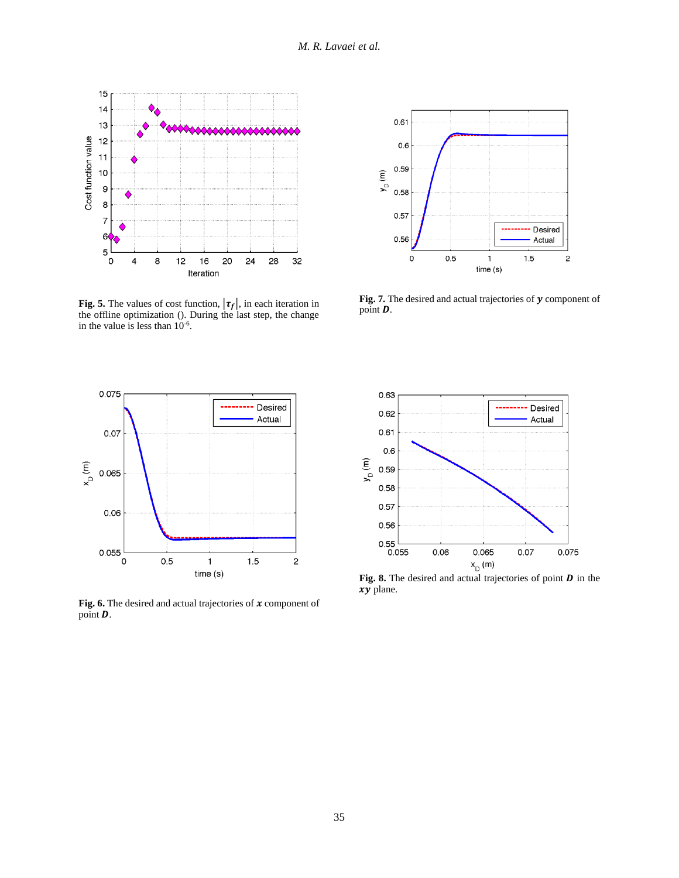**Fig. 5.** The values of cost function, $|\tau_f|$, in each iteration in the offline optimization (). During the last step, the change in the value is less than $10^{-6}$.

**Fig. 7.** The desired and actual trajectories of $\boldsymbol{y}$ component of point $\boldsymbol{D}$.

**Fig. 6.** The desired and actual trajectories of $\boldsymbol{x}$ component of point $\boldsymbol{D}$.

**Fig. 8.** The desired and actual trajectories of point $\boldsymbol{D}$ in the $\boldsymbol{xy}$ plane.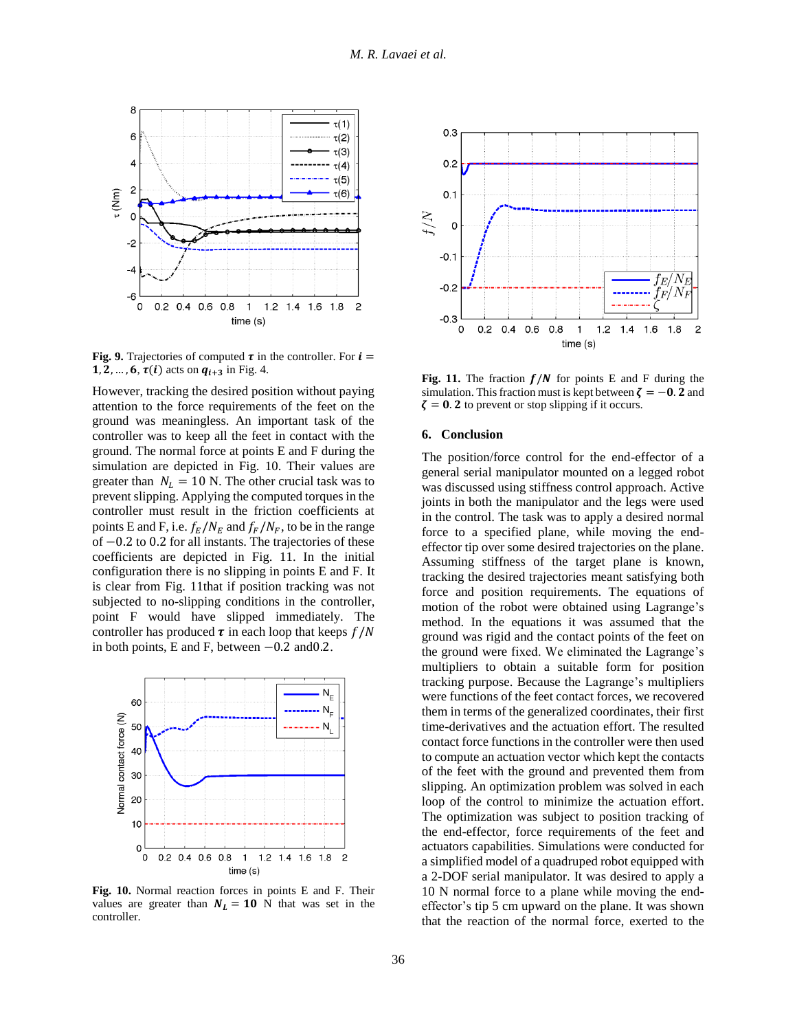**Fig. 9.** Trajectories of computed $\boldsymbol{\tau}$ in the controller. For $\boldsymbol{i} = \mathbf{1}, \mathbf{2}, \ldots, \mathbf{6}$, $\boldsymbol{\tau}(\boldsymbol{i})$ acts on $\boldsymbol{q}_{\boldsymbol{i}+\mathbf{3}}$ in Fig. 4.

However, tracking the desired position without paying attention to the force requirements of the feet on the ground was meaningless. An important task of the controller was to keep all the feet in contact with the ground. The normal force at points E and F during the simulation are depicted in Fig. 10. Their values are greater than $N_L = 10$ N. The other crucial task was to prevent slipping. Applying the computed torques in the controller must result in the friction coefficients at points E and F, i.e. $f_E/N_E$ and $f_F/N_F$, to be in the range of $-0.2$ to $0.2$ for all instants. The trajectories of these coefficients are depicted in Fig. 11. In the initial configuration there is no slipping in points E and F. It is clear from Fig. 11that if position tracking was not subjected to no-slipping conditions in the controller, point F would have slipped immediately. The controller has produced $\boldsymbol{\tau}$ in each loop that keeps $f/N$ in both points, E and F, between $-0.2$ and$0.2$.

**Fig. 10.** Normal reaction forces in points E and F. Their values are greater than $\boldsymbol{N_L} = \mathbf{10}$ N that was set in the controller.

**Fig. 11.** The fraction $\boldsymbol{f/N}$ for points E and F during the simulation. This fraction must is kept between $\boldsymbol{\zeta} = -\mathbf{0.2}$ and $\boldsymbol{\zeta} = \mathbf{0.2}$ to prevent or stop slipping if it occurs.

## 6. Conclusion

The position/force control for the end-effector of a general serial manipulator mounted on a legged robot was discussed using stiffness control approach. Active joints in both the manipulator and the legs were used in the control. The task was to apply a desired normal force to a specified plane, while moving the end-effector tip over some desired trajectories on the plane. Assuming stiffness of the target plane is known, tracking the desired trajectories meant satisfying both force and position requirements. The equations of motion of the robot were obtained using Lagrange's method. In the equations it was assumed that the ground was rigid and the contact points of the feet on the ground were fixed. We eliminated the Lagrange's multipliers to obtain a suitable form for position tracking purpose. Because the Lagrange's multipliers were functions of the feet contact forces, we recovered them in terms of the generalized coordinates, their first time-derivatives and the actuation effort. The resulted contact force functions in the controller were then used to compute an actuation vector which kept the contacts of the feet with the ground and prevented them from slipping. An optimization problem was solved in each loop of the control to minimize the actuation effort. The optimization was subject to position tracking of the end-effector, force requirements of the feet and actuators capabilities. Simulations were conducted for a simplified model of a quadruped robot equipped with a 2-DOF serial manipulator. It was desired to apply a 10 N normal force to a plane while moving the end-effector's tip 5 cm upward on the plane. It was shown that the reaction of the normal force, exerted to the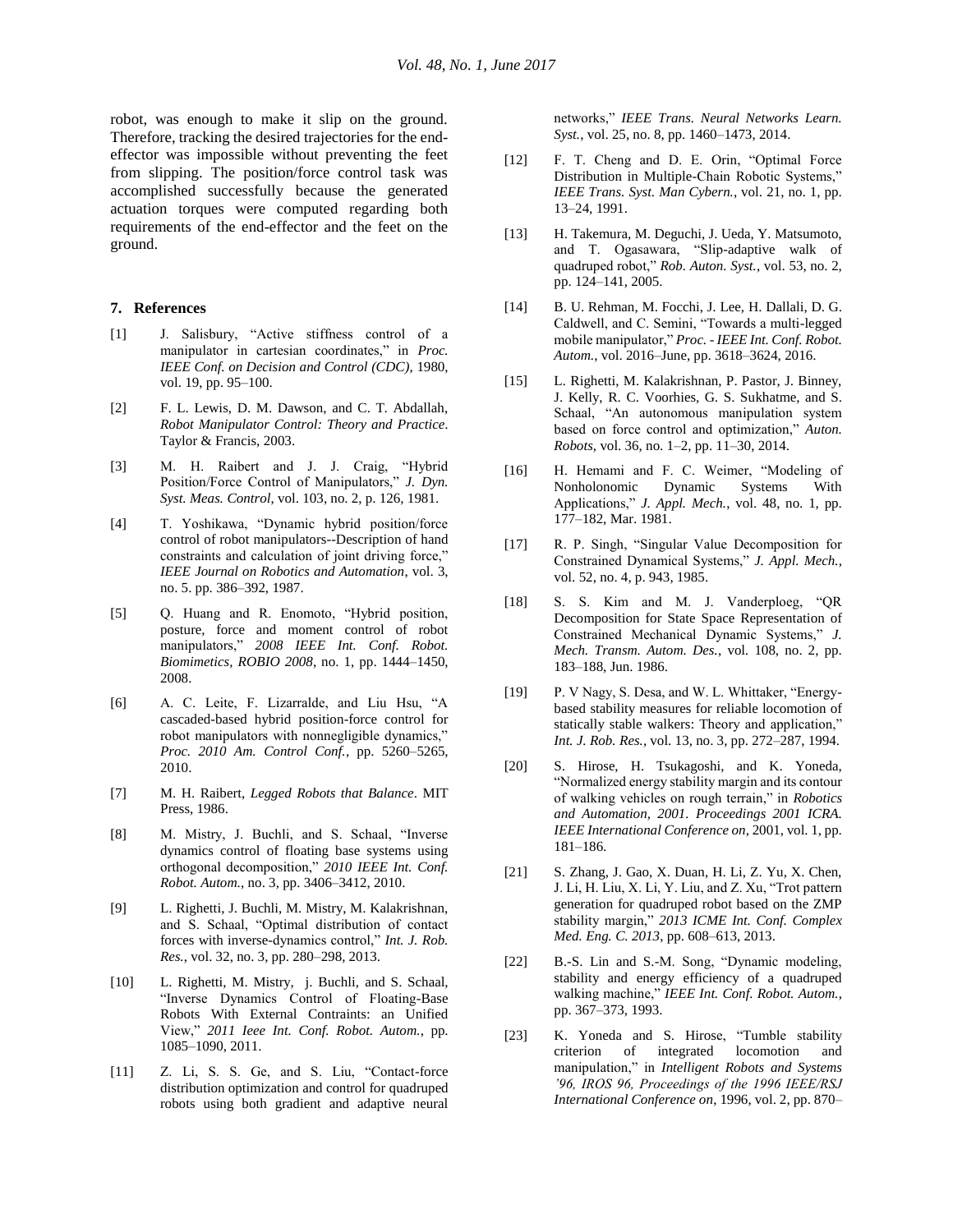robot, was enough to make it slip on the ground. Therefore, tracking the desired trajectories for the end-effector was impossible without preventing the feet from slipping. The position/force control task was accomplished successfully because the generated actuation torques were computed regarding both requirements of the end-effector and the feet on the ground.

## 7. References

[1] J. Salisbury, "Active stiffness control of a manipulator in cartesian coordinates," in *Proc. IEEE Conf. on Decision and Control (CDC)*, 1980, vol. 19, pp. 95–100.

[2] F. L. Lewis, D. M. Dawson, and C. T. Abdallah, *Robot Manipulator Control: Theory and Practice*. Taylor & Francis, 2003.

[3] M. H. Raibert and J. J. Craig, "Hybrid Position/Force Control of Manipulators," *J. Dyn. Syst. Meas. Control*, vol. 103, no. 2, p. 126, 1981.

[4] T. Yoshikawa, "Dynamic hybrid position/force control of robot manipulators--Description of hand constraints and calculation of joint driving force," *IEEE Journal on Robotics and Automation*, vol. 3, no. 5. pp. 386–392, 1987.

[5] Q. Huang and R. Enomoto, "Hybrid position, posture, force and moment control of robot manipulators," *2008 IEEE Int. Conf. Robot. Biomimetics, ROBIO 2008*, no. 1, pp. 1444–1450, 2008.

[6] A. C. Leite, F. Lizarralde, and Liu Hsu, "A cascaded-based hybrid position-force control for robot manipulators with nonnegligible dynamics," *Proc. 2010 Am. Control Conf.*, pp. 5260–5265, 2010.

[7] M. H. Raibert, *Legged Robots that Balance*. MIT Press, 1986.

[8] M. Mistry, J. Buchli, and S. Schaal, "Inverse dynamics control of floating base systems using orthogonal decomposition," *2010 IEEE Int. Conf. Robot. Autom.*, no. 3, pp. 3406–3412, 2010.

[9] L. Righetti, J. Buchli, M. Mistry, M. Kalakrishnan, and S. Schaal, "Optimal distribution of contact forces with inverse-dynamics control," *Int. J. Rob. Res.*, vol. 32, no. 3, pp. 280–298, 2013.

[10] L. Righetti, M. Mistry, j. Buchli, and S. Schaal, "Inverse Dynamics Control of Floating-Base Robots With External Contraints: an Unified View," *2011 Ieee Int. Conf. Robot. Autom.*, pp. 1085–1090, 2011.

[11] Z. Li, S. S. Ge, and S. Liu, "Contact-force distribution optimization and control for quadruped robots using both gradient and adaptive neural networks," *IEEE Trans. Neural Networks Learn. Syst.*, vol. 25, no. 8, pp. 1460–1473, 2014.

[12] F. T. Cheng and D. E. Orin, "Optimal Force Distribution in Multiple-Chain Robotic Systems," *IEEE Trans. Syst. Man Cybern.*, vol. 21, no. 1, pp. 13–24, 1991.

[13] H. Takemura, M. Deguchi, J. Ueda, Y. Matsumoto, and T. Ogasawara, "Slip-adaptive walk of quadruped robot," *Rob. Auton. Syst.*, vol. 53, no. 2, pp. 124–141, 2005.

[14] B. U. Rehman, M. Focchi, J. Lee, H. Dallali, D. G. Caldwell, and C. Semini, "Towards a multi-legged mobile manipulator," *Proc. - IEEE Int. Conf. Robot. Autom.*, vol. 2016–June, pp. 3618–3624, 2016.

[15] L. Righetti, M. Kalakrishnan, P. Pastor, J. Binney, J. Kelly, R. C. Voorhies, G. S. Sukhatme, and S. Schaal, "An autonomous manipulation system based on force control and optimization," *Auton. Robots*, vol. 36, no. 1–2, pp. 11–30, 2014.

[16] H. Hemami and F. C. Weimer, "Modeling of Nonholonomic Dynamic Systems With Applications," *J. Appl. Mech.*, vol. 48, no. 1, pp. 177–182, Mar. 1981.

[17] R. P. Singh, "Singular Value Decomposition for Constrained Dynamical Systems," *J. Appl. Mech.*, vol. 52, no. 4, p. 943, 1985.

[18] S. S. Kim and M. J. Vanderploeg, "QR Decomposition for State Space Representation of Constrained Mechanical Dynamic Systems," *J. Mech. Transm. Autom. Des.*, vol. 108, no. 2, pp. 183–188, Jun. 1986.

[19] P. V Nagy, S. Desa, and W. L. Whittaker, "Energy-based stability measures for reliable locomotion of statically stable walkers: Theory and application," *Int. J. Rob. Res.*, vol. 13, no. 3, pp. 272–287, 1994.

[20] S. Hirose, H. Tsukagoshi, and K. Yoneda, "Normalized energy stability margin and its contour of walking vehicles on rough terrain," in *Robotics and Automation, 2001. Proceedings 2001 ICRA. IEEE International Conference on*, 2001, vol. 1, pp. 181–186.

[21] S. Zhang, J. Gao, X. Duan, H. Li, Z. Yu, X. Chen, J. Li, H. Liu, X. Li, Y. Liu, and Z. Xu, "Trot pattern generation for quadruped robot based on the ZMP stability margin," *2013 ICME Int. Conf. Complex Med. Eng. C. 2013*, pp. 608–613, 2013.

[22] B.-S. Lin and S.-M. Song, "Dynamic modeling, stability and energy efficiency of a quadruped walking machine," *IEEE Int. Conf. Robot. Autom.*, pp. 367–373, 1993.

[23] K. Yoneda and S. Hirose, "Tumble stability criterion of integrated locomotion and manipulation," in *Intelligent Robots and Systems '96, IROS 96, Proceedings of the 1996 IEEE/RSJ International Conference on*, 1996, vol. 2, pp. 870–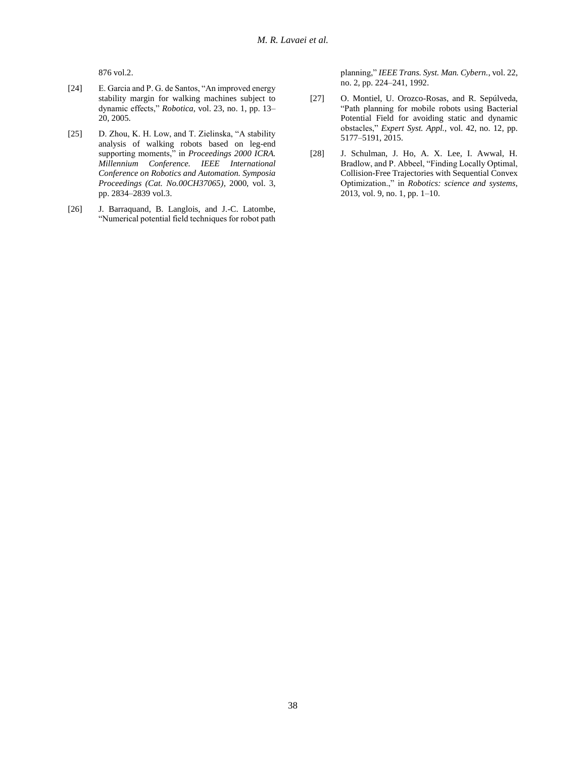876 vol.2.

[24] E. Garcia and P. G. de Santos, “An improved energy stability margin for walking machines subject to dynamic effects,” *Robotica*, vol. 23, no. 1, pp. 13–20, 2005.

[25] D. Zhou, K. H. Low, and T. Zielinska, “A stability analysis of walking robots based on leg-end supporting moments,” in *Proceedings 2000 ICRA. Millennium Conference. IEEE International Conference on Robotics and Automation. Symposia Proceedings (Cat. No.00CH37065)*, 2000, vol. 3, pp. 2834–2839 vol.3.

[26] J. Barraquand, B. Langlois, and J.-C. Latombe, “Numerical potential field techniques for robot path planning,” *IEEE Trans. Syst. Man. Cybern.*, vol. 22, no. 2, pp. 224–241, 1992.

[27] O. Montiel, U. Orozco-Rosas, and R. Sepúlveda, “Path planning for mobile robots using Bacterial Potential Field for avoiding static and dynamic obstacles,” *Expert Syst. Appl.*, vol. 42, no. 12, pp. 5177–5191, 2015.

[28] J. Schulman, J. Ho, A. X. Lee, I. Awwal, H. Bradlow, and P. Abbeel, “Finding Locally Optimal, Collision-Free Trajectories with Sequential Convex Optimization.,” in *Robotics: science and systems*, 2013, vol. 9, no. 1, pp. 1–10.